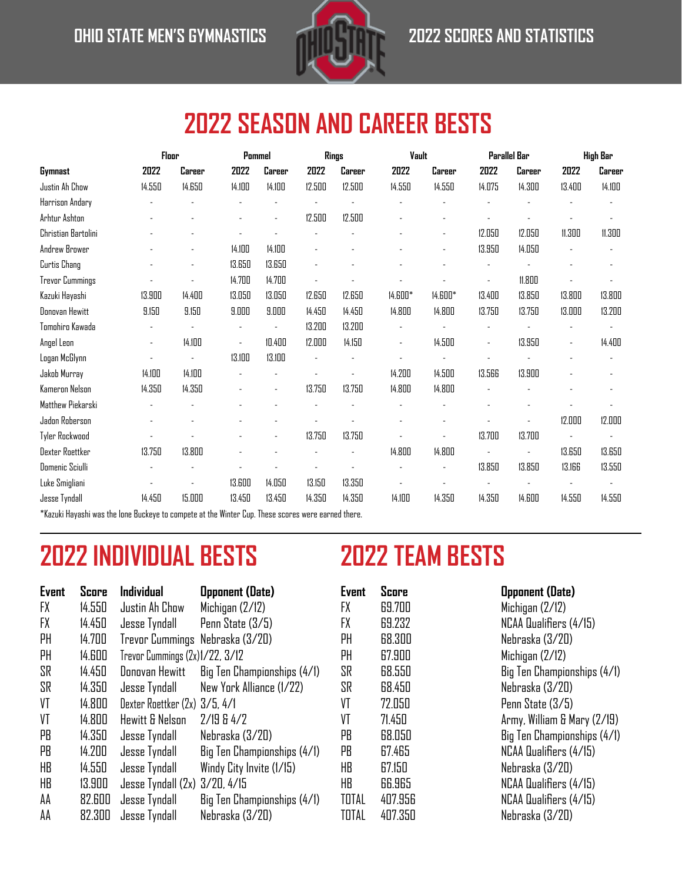OHIO STATE MEN'S GYMNASTICS — 2022 SCORES AND STATISTICS

# 2022 SEASON AND CAREER BESTS

| Gymnast | Floor | | Pommel | | Rings | | Vault | | Parallel Bar | | High Bar | |
|---|---|---|---|---|---|---|---|---|---|---|---|---|
| | 2022 | Career | 2022 | Career | 2022 | Career | 2022 | Career | 2022 | Career | 2022 | Career |
| Justin Ah Chow | 14.550 | 14.650 | 14.100 | 14.100 | 12.500 | 12.500 | 14.550 | 14.550 | 14.075 | 14.300 | 13.400 | 14.100 |
| Harrison Andary | - | - | - | - | - | - | - | - | - | - | - | - |
| Arhtur Ashton | - | - | - | - | 12.500 | 12.500 | - | - | - | - | - | - |
| Christian Bartolini | - | - | - | - | - | - | - | - | 12.050 | 12.050 | 11.300 | 11.300 |
| Andrew Brower | - | - | 14.100 | 14.100 | - | - | - | - | 13.950 | 14.050 | - | - |
| Curtis Chang | - | - | 13.650 | 13.650 | - | - | - | - | - | - | - | - |
| Trevor Cummings | - | - | 14.700 | 14.700 | - | - | - | - | - | 11.800 | - | - |
| Kazuki Hayashi | 13.900 | 14.400 | 13.050 | 13.050 | 12.650 | 12.650 | 14.600* | 14.600* | 13.400 | 13.850 | 13.800 | 13.800 |
| Donovan Hewitt | 9.150 | 9.150 | 9.000 | 9.000 | 14.450 | 14.450 | 14.800 | 14.800 | 13.750 | 13.750 | 13.000 | 13.200 |
| Tomohiro Kawada | - | - | - | - | 13.200 | 13.200 | - | - | - | - | - | - |
| Angel Leon | - | 14.100 | - | 10.400 | 12.000 | 14.150 | - | 14.500 | - | 13.950 | - | 14.400 |
| Logan McGlynn | - | - | 13.100 | 13.100 | - | - | - | - | - | - | - | - |
| Jakob Murray | 14.100 | 14.100 | - | - | - | - | 14.200 | 14.500 | 13.566 | 13.900 | - | - |
| Kameron Nelson | 14.350 | 14.350 | - | - | 13.750 | 13.750 | 14.800 | 14.800 | - | - | - | - |
| Matthew Piekarski | - | - | - | - | - | - | - | - | - | - | - | - |
| Jadon Roberson | - | - | - | - | - | - | - | - | - | - | 12.000 | 12.000 |
| Tyler Rockwood | - | - | - | - | 13.750 | 13.750 | - | - | 13.700 | 13.700 | - | - |
| Dexter Roettker | 13.750 | 13.800 | - | - | - | - | 14.800 | 14.800 | - | - | 13.650 | 13.650 |
| Domenic Sciulli | - | - | - | - | - | - | - | - | 13.850 | 13.850 | 13.166 | 13.550 |
| Luke Smigliani | - | - | 13.600 | 14.050 | 13.150 | 13.350 | - | - | - | - | - | - |
| Jesse Tyndall | 14.450 | 15.000 | 13.450 | 13.450 | 14.350 | 14.350 | 14.100 | 14.350 | 14.350 | 14.600 | 14.550 | 14.550 |

*Kazuki Hayashi was the lone Buckeye to compete at the Winter Cup. These scores were earned there.

# 2022 INDIVIDUAL BESTS

| Event | Score | Individual | Opponent (Date) |
|---|---|---|---|
| FX | 14.550 | Justin Ah Chow | Michigan (2/12) |
| FX | 14.450 | Jesse Tyndall | Penn State (3/5) |
| PH | 14.700 | Trevor Cummings | Nebraska (3/20) |
| PH | 14.600 | Trevor Cummings (2x) | 1/22, 3/12 |
| SR | 14.450 | Donovan Hewitt | Big Ten Championships (4/1) |
| SR | 14.350 | Jesse Tyndall | New York Alliance (1/22) |
| VT | 14.800 | Dexter Roettker (2x) | 3/5, 4/1 |
| VT | 14.800 | Hewitt & Nelson | 2/19 & 4/2 |
| PB | 14.350 | Jesse Tyndall | Nebraska (3/20) |
| PB | 14.200 | Jesse Tyndall | Big Ten Championships (4/1) |
| HB | 14.550 | Jesse Tyndall | Windy City Invite (1/15) |
| HB | 13.900 | Jesse Tyndall (2x) | 3/20, 4/15 |
| AA | 82.600 | Jesse Tyndall | Big Ten Championships (4/1) |
| AA | 82.300 | Jesse Tyndall | Nebraska (3/20) |

# 2022 TEAM BESTS

| Event | Score | Opponent (Date) |
|---|---|---|
| FX | 69.700 | Michigan (2/12) |
| FX | 69.232 | NCAA Qualifiers (4/15) |
| PH | 68.300 | Nebraska (3/20) |
| PH | 67.900 | Michigan (2/12) |
| SR | 68.550 | Big Ten Championships (4/1) |
| SR | 68.450 | Nebraska (3/20) |
| VT | 72.050 | Penn State (3/5) |
| VT | 71.450 | Army, William & Mary (2/19) |
| PB | 68.050 | Big Ten Championships (4/1) |
| PB | 67.465 | NCAA Qualifiers (4/15) |
| HB | 67.150 | Nebraska (3/20) |
| HB | 66.965 | NCAA Qualifiers (4/15) |
| TOTAL | 407.956 | NCAA Qualifiers (4/15) |
| TOTAL | 407.350 | Nebraska (3/20) |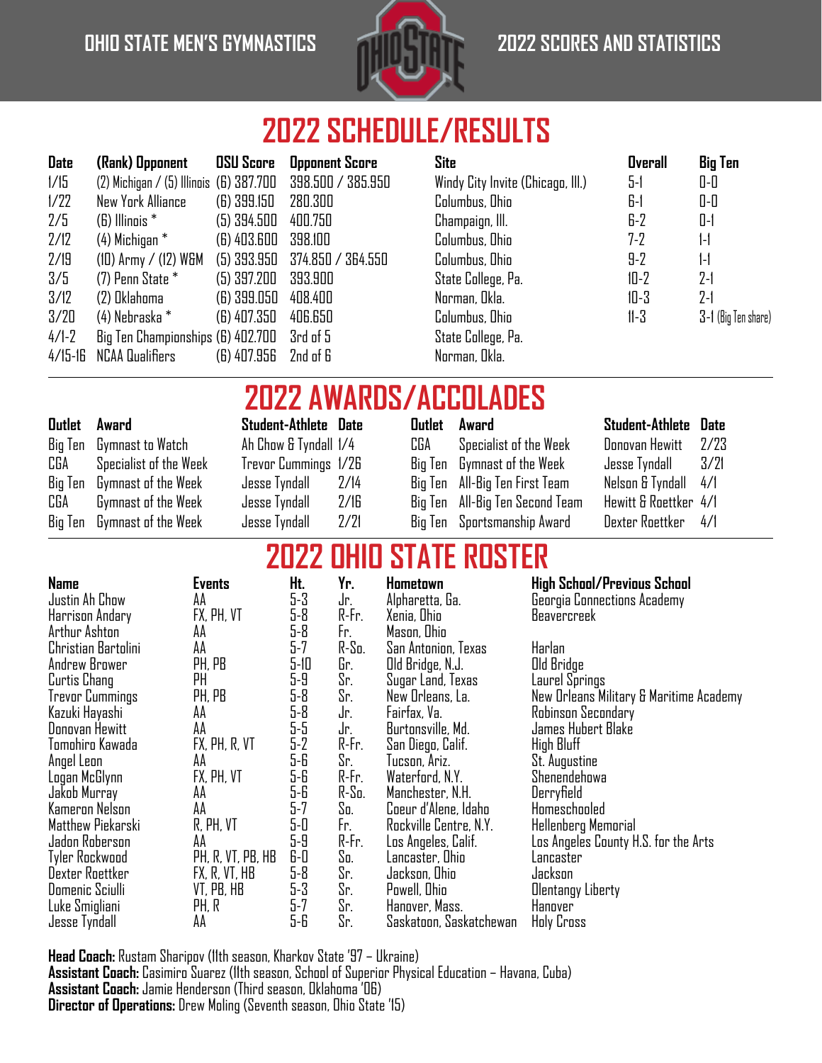OHIO STATE MEN'S GYMNASTICS — 2022 SCORES AND STATISTICS

# 2022 SCHEDULE/RESULTS

| Date | (Rank) Opponent | OSU Score | Opponent Score | Site | Overall | Big Ten |
|---|---|---|---|---|---|---|
| 1/15 | (2) Michigan / (5) Illinois | (6) 387.700 | 398.500 / 385.950 | Windy City Invite (Chicago, Ill.) | 5-1 | 0-0 |
| 1/22 | New York Alliance | (6) 399.150 | 280.300 | Columbus, Ohio | 6-1 | 0-0 |
| 2/5 | (6) Illinois * | (5) 394.500 | 400.750 | Champaign, Ill. | 6-2 | 0-1 |
| 2/12 | (4) Michigan * | (6) 403.600 | 398.100 | Columbus, Ohio | 7-2 | 1-1 |
| 2/19 | (10) Army / (12) W&M | (5) 393.950 | 374.850 / 364.550 | Columbus, Ohio | 9-2 | 1-1 |
| 3/5 | (7) Penn State * | (5) 397.200 | 393.900 | State College, Pa. | 10-2 | 2-1 |
| 3/12 | (2) Oklahoma | (6) 399.050 | 408.400 | Norman, Okla. | 10-3 | 2-1 |
| 3/20 | (4) Nebraska * | (6) 407.350 | 406.650 | Columbus, Ohio | 11-3 | 3-1 (Big Ten share) |
| 4/1-2 | Big Ten Championships | (6) 402.700 | 3rd of 5 | State College, Pa. | | |
| 4/15-16 | NCAA Qualifiers | (6) 407.956 | 2nd of 6 | Norman, Okla. | | |

# 2022 AWARDS/ACCOLADES

| Outlet | Award | Student-Athlete | Date |
|---|---|---|---|
| Big Ten | Gymnast to Watch | Ah Chow & Tyndall | 1/4 |
| CGA | Specialist of the Week | Trevor Cummings | 1/26 |
| Big Ten | Gymnast of the Week | Jesse Tyndall | 2/14 |
| CGA | Gymnast of the Week | Jesse Tyndall | 2/16 |
| Big Ten | Gymnast of the Week | Jesse Tyndall | 2/21 |
| CGA | Specialist of the Week | Donovan Hewitt | 2/23 |
| Big Ten | Gymnast of the Week | Jesse Tyndall | 3/21 |
| Big Ten | All-Big Ten First Team | Nelson & Tyndall | 4/1 |
| Big Ten | All-Big Ten Second Team | Hewitt & Roettker | 4/1 |
| Big Ten | Sportsmanship Award | Dexter Roettker | 4/1 |

# 2022 OHIO STATE ROSTER

| Name | Events | Ht. | Yr. | Hometown | High School/Previous School |
|---|---|---|---|---|---|
| Justin Ah Chow | AA | 5-3 | Jr. | Alpharetta, Ga. | Georgia Connections Academy |
| Harrison Andary | FX, PH, VT | 5-8 | R-Fr. | Xenia, Ohio | Beavercreek |
| Arthur Ashton | AA | 5-8 | Fr. | Mason, Ohio | |
| Christian Bartolini | AA | 5-7 | R-So. | San Antonio, Texas | Harlan |
| Andrew Brower | PH, PB | 5-10 | Gr. | Old Bridge, N.J. | Old Bridge |
| Curtis Chang | PH | 5-9 | Sr. | Sugar Land, Texas | Laurel Springs |
| Trevor Cummings | PH, PB | 5-8 | Sr. | New Orleans, La. | New Orleans Military & Maritime Academy |
| Kazuki Hayashi | AA | 5-8 | Jr. | Fairfax, Va. | Robinson Secondary |
| Donovan Hewitt | AA | 5-5 | Jr. | Burtonsville, Md. | James Hubert Blake |
| Tomohiro Kawada | FX, PH, R, VT | 5-2 | R-Fr. | San Diego, Calif. | High Bluff |
| Angel Leon | AA | 5-6 | Sr. | Tucson, Ariz. | St. Augustine |
| Logan McGlynn | FX, PH, VT | 5-6 | R-Fr. | Waterford, N.Y. | Shenendehowa |
| Jakob Murray | AA | 5-6 | R-So. | Manchester, N.H. | Derryfield |
| Kameron Nelson | AA | 5-7 | So. | Coeur d'Alene, Idaho | Homeschooled |
| Matthew Piekarski | R, PH, VT | 5-0 | Fr. | Rockville Centre, N.Y. | Hellenberg Memorial |
| Jadon Roberson | AA | 5-9 | R-Fr. | Los Angeles, Calif. | Los Angeles County H.S. for the Arts |
| Tyler Rockwood | PH, R, VT, PB, HB | 6-0 | So. | Lancaster, Ohio | Lancaster |
| Dexter Roettker | FX, R, VT, HB | 5-8 | Sr. | Jackson, Ohio | Jackson |
| Domenic Sciulli | VT, PB, HB | 5-3 | Sr. | Powell, Ohio | Olentangy Liberty |
| Luke Smigliani | PH, R | 5-7 | Sr. | Hanover, Mass. | Hanover |
| Jesse Tyndall | AA | 5-6 | Sr. | Saskatoon, Saskatchewan | Holy Cross |

**Head Coach:** Rustam Sharipov (11th season, Kharkov State '97 – Ukraine)
**Assistant Coach:** Casimiro Suarez (11th season, School of Superior Physical Education – Havana, Cuba)
**Assistant Coach:** Jamie Henderson (Third season, Oklahoma '06)
**Director of Operations:** Drew Moling (Seventh season, Ohio State '15)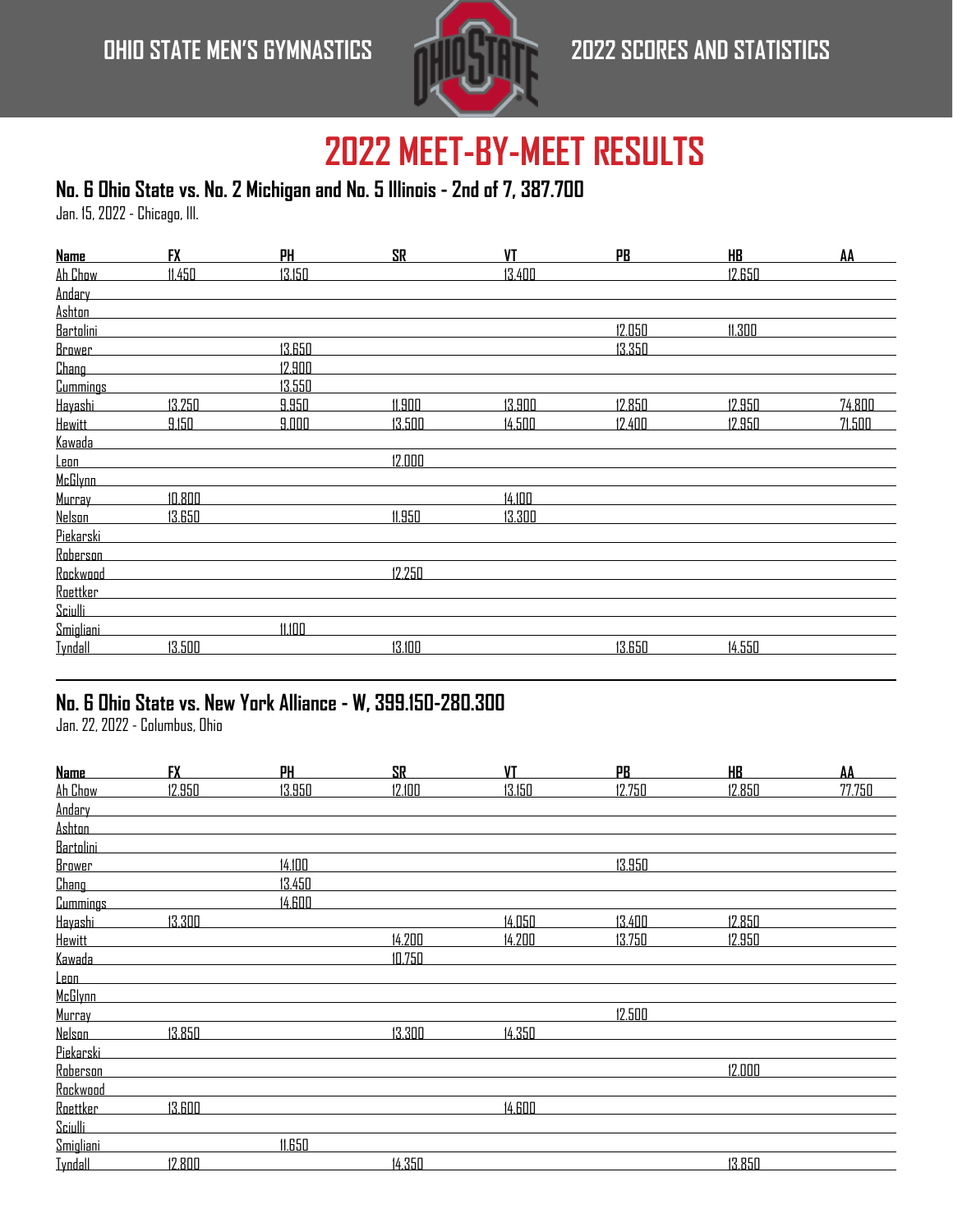## 2022 MEET-BY-MEET RESULTS

### No. 6 Ohio State vs. No. 2 Michigan and No. 5 Illinois - 2nd of 7, 387.700

Jan. 15, 2022 - Chicago, Ill.

| Name | FX | PH | SR | VT | PB | HB | AA |
|---|---|---|---|---|---|---|---|
| Ah Chow | 11.450 | 13.150 | | 13.400 | | 12.650 | |
| Andary | | | | | | | |
| Ashton | | | | | | | |
| Bartolini | | | | | 12.050 | 11.300 | |
| Brower | | 13.650 | | | 13.350 | | |
| Chang | | 12.900 | | | | | |
| Cummings | | 13.550 | | | | | |
| Hayashi | 13.250 | 9.950 | 11.900 | 13.900 | 12.850 | 12.950 | 74.800 |
| Hewitt | 9.150 | 9.000 | 13.500 | 14.500 | 12.400 | 12.950 | 71.500 |
| Kawada | | | | | | | |
| Leon | | | 12.000 | | | | |
| McGlynn | | | | | | | |
| Murray | 10.800 | | | 14.100 | | | |
| Nelson | 13.650 | | 11.950 | 13.300 | | | |
| Piekarski | | | | | | | |
| Roberson | | | | | | | |
| Rockwood | | | 12.250 | | | | |
| Roettker | | | | | | | |
| Sciulli | | | | | | | |
| Smigliani | | 11.100 | | | | | |
| Tyndall | 13.500 | | 13.100 | | 13.650 | 14.550 | |

### No. 6 Ohio State vs. New York Alliance - W, 399.150-280.300

Jan. 22, 2022 - Columbus, Ohio

| Name | FX | PH | SR | VT | PB | HB | AA |
|---|---|---|---|---|---|---|---|
| Ah Chow | 12.950 | 13.950 | 12.100 | 13.150 | 12.750 | 12.850 | 77.750 |
| Andary | | | | | | | |
| Ashton | | | | | | | |
| Bartolini | | | | | | | |
| Brower | | 14.100 | | | 13.950 | | |
| Chang | | 13.450 | | | | | |
| Cummings | | 14.600 | | | | | |
| Hayashi | 13.300 | | | 14.050 | 13.400 | 12.850 | |
| Hewitt | | | 14.200 | 14.200 | 13.750 | 12.950 | |
| Kawada | | | 10.750 | | | | |
| Leon | | | | | | | |
| McGlynn | | | | | | | |
| Murray | | | | | 12.500 | | |
| Nelson | 13.850 | | 13.300 | 14.350 | | | |
| Piekarski | | | | | | | |
| Roberson | | | | | | 12.000 | |
| Rockwood | | | | | | | |
| Roettker | 13.600 | | | 14.600 | | | |
| Sciulli | | | | | | | |
| Smigliani | | 11.650 | | | | | |
| Tyndall | 12.800 | | 14.350 | | | 13.850 | |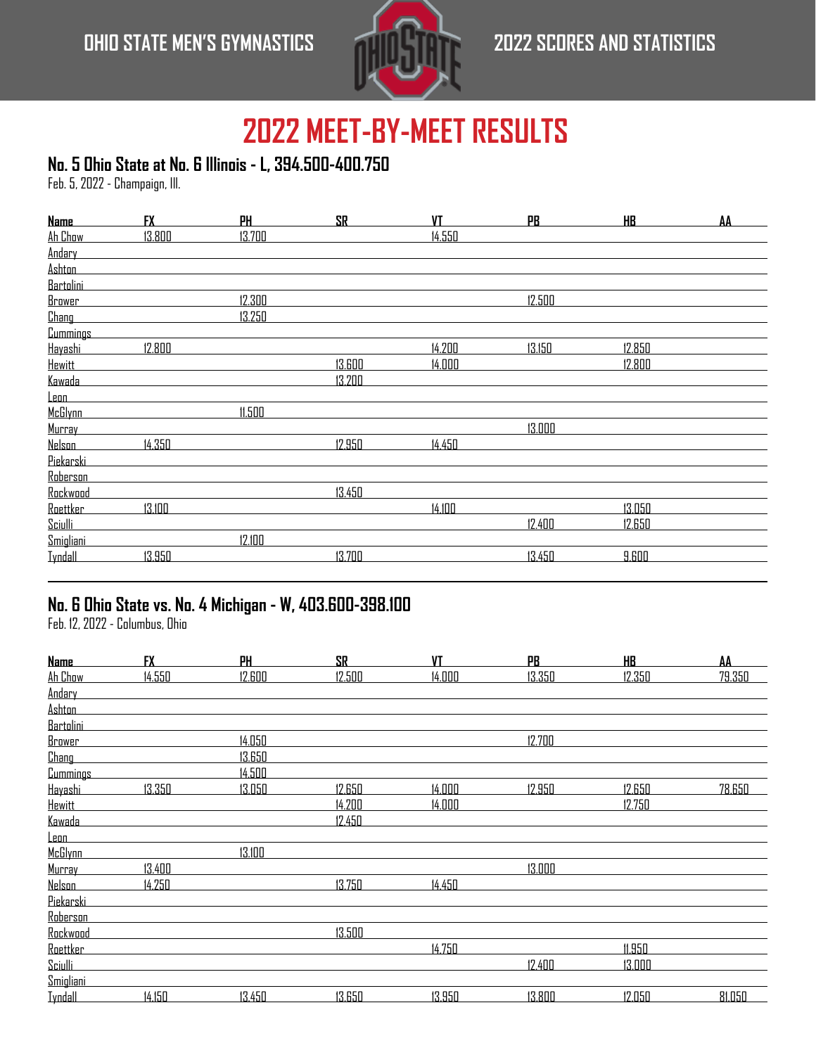# 2022 MEET-BY-MEET RESULTS

### No. 5 Ohio State at No. 6 Illinois - L, 394.500-400.750

Feb. 5, 2022 - Champaign, Ill.

| Name | FX | PH | SR | VT | PB | HB | AA |
|---|---|---|---|---|---|---|---|
| Ah Chow | 13.800 | 13.700 | | 14.550 | | | |
| Andary | | | | | | | |
| Ashton | | | | | | | |
| Bartolini | | | | | | | |
| Brower | | 12.300 | | | 12.500 | | |
| Chang | | 13.250 | | | | | |
| Cummings | | | | | | | |
| Hayashi | 12.800 | | | 14.200 | 13.150 | 12.850 | |
| Hewitt | | | 13.600 | 14.000 | | 12.800 | |
| Kawada | | | 13.200 | | | | |
| Leon | | | | | | | |
| McGlynn | | 11.500 | | | | | |
| Murray | | | | | 13.000 | | |
| Nelson | 14.350 | | 12.950 | 14.450 | | | |
| Piekarski | | | | | | | |
| Roberson | | | | | | | |
| Rockwood | | | 13.450 | | | | |
| Roettker | 13.100 | | | 14.100 | | 13.050 | |
| Sciulli | | | | | 12.400 | 12.650 | |
| Smigliani | | 12.100 | | | | | |
| Tyndall | 13.950 | | 13.700 | | 13.450 | 9.600 | |

### No. 6 Ohio State vs. No. 4 Michigan - W, 403.600-398.100

Feb. 12, 2022 - Columbus, Ohio

| Name | FX | PH | SR | VT | PB | HB | AA |
|---|---|---|---|---|---|---|---|
| Ah Chow | 14.550 | 12.600 | 12.500 | 14.000 | 13.350 | 12.350 | 79.350 |
| Andary | | | | | | | |
| Ashton | | | | | | | |
| Bartolini | | | | | | | |
| Brower | | 14.050 | | | 12.700 | | |
| Chang | | 13.650 | | | | | |
| Cummings | | 14.500 | | | | | |
| Hayashi | 13.350 | 13.050 | 12.650 | 14.000 | 12.950 | 12.650 | 78.650 |
| Hewitt | | | 14.200 | 14.000 | | 12.750 | |
| Kawada | | | 12.450 | | | | |
| Leon | | | | | | | |
| McGlynn | | 13.100 | | | | | |
| Murray | 13.400 | | | | 13.000 | | |
| Nelson | 14.250 | | 13.750 | 14.450 | | | |
| Piekarski | | | | | | | |
| Roberson | | | | | | | |
| Rockwood | | | 13.500 | | | | |
| Roettker | | | | 14.750 | | 11.950 | |
| Sciulli | | | | | 12.400 | 13.000 | |
| Smigliani | | | | | | | |
| Tyndall | 14.150 | 13.450 | 13.650 | 13.950 | 13.800 | 12.050 | 81.050 |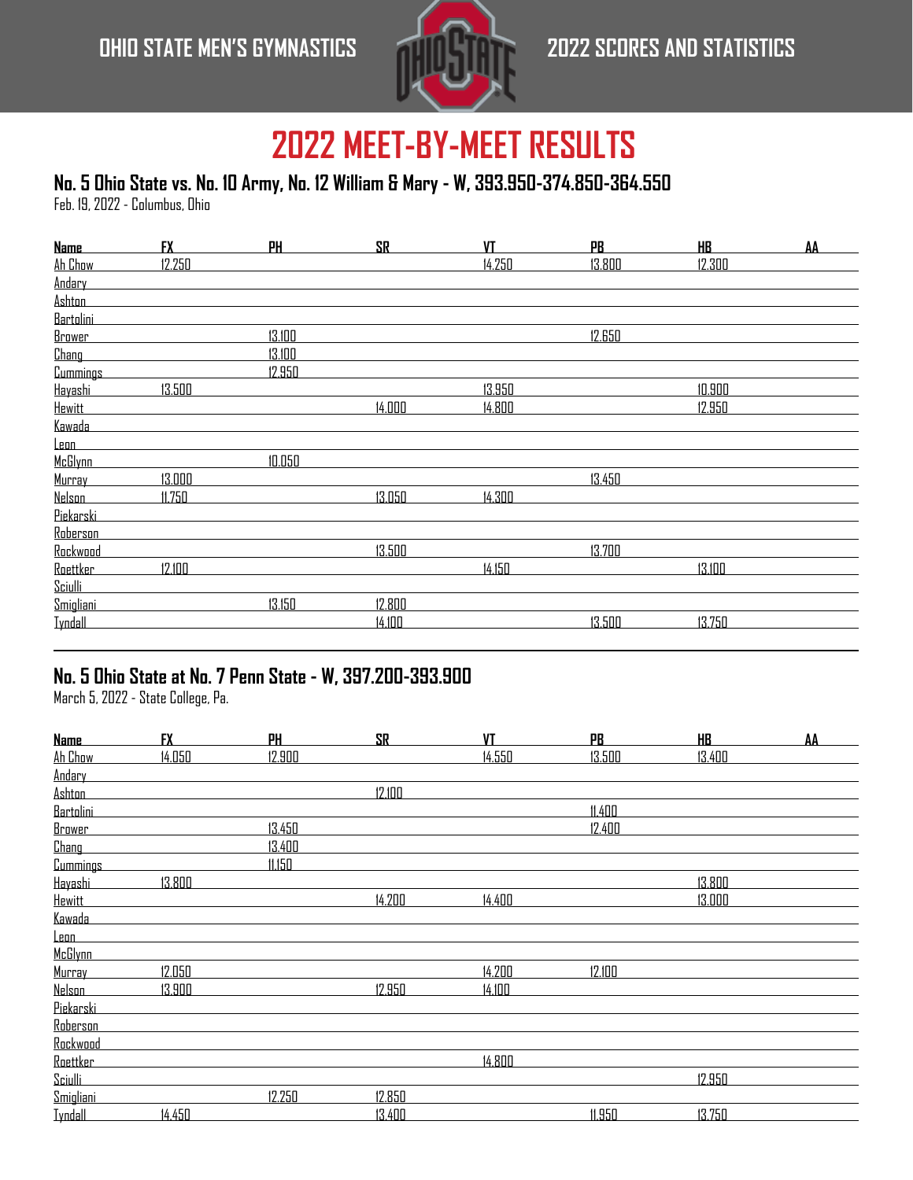## 2022 MEET-BY-MEET RESULTS

### No. 5 Ohio State vs. No. 10 Army, No. 12 William & Mary - W, 393.950-374.850-364.550

Feb. 19, 2022 - Columbus, Ohio

| Name | FX | PH | SR | VT | PB | HB | AA |
|---|---|---|---|---|---|---|---|
| Ah Chow | 12.250 | | | 14.250 | 13.800 | 12.300 | |
| Andary | | | | | | | |
| Ashton | | | | | | | |
| Bartolini | | | | | | | |
| Brower | | 13.100 | | | 12.650 | | |
| Chang | | 13.100 | | | | | |
| Cummings | | 12.950 | | | | | |
| Hayashi | 13.500 | | | 13.950 | | 10.900 | |
| Hewitt | | | 14.000 | 14.800 | | 12.950 | |
| Kawada | | | | | | | |
| Leon | | | | | | | |
| McGlynn | | 10.050 | | | | | |
| Murray | 13.000 | | | | 13.450 | | |
| Nelson | 11.750 | | 13.050 | 14.300 | | | |
| Piekarski | | | | | | | |
| Roberson | | | | | | | |
| Rockwood | | | 13.500 | | 13.700 | | |
| Roettker | 12.100 | | | 14.150 | | 13.100 | |
| Sciulli | | | | | | | |
| Smigliani | | 13.150 | 12.800 | | | | |
| Tyndall | | | 14.100 | | 13.500 | 13.750 | |

### No. 5 Ohio State at No. 7 Penn State - W, 397.200-393.900

March 5, 2022 - State College, Pa.

| Name | FX | PH | SR | VT | PB | HB | AA |
|---|---|---|---|---|---|---|---|
| Ah Chow | 14.050 | 12.900 | | 14.550 | 13.500 | 13.400 | |
| Andary | | | | | | | |
| Ashton | | | 12.100 | | | | |
| Bartolini | | | | | 11.400 | | |
| Brower | | 13.450 | | | 12.400 | | |
| Chang | | 13.400 | | | | | |
| Cummings | | 11.150 | | | | | |
| Hayashi | 13.800 | | | | | 13.800 | |
| Hewitt | | | 14.200 | 14.400 | | 13.000 | |
| Kawada | | | | | | | |
| Leon | | | | | | | |
| McGlynn | | | | | | | |
| Murray | 12.050 | | | 14.200 | 12.100 | | |
| Nelson | 13.900 | | 12.950 | 14.100 | | | |
| Piekarski | | | | | | | |
| Roberson | | | | | | | |
| Rockwood | | | | | | | |
| Roettker | | | | 14.800 | | | |
| Sciulli | | | | | | 12.950 | |
| Smigliani | | 12.250 | 12.850 | | | | |
| Tyndall | 14.450 | | 13.400 | | 11.950 | 13.750 | |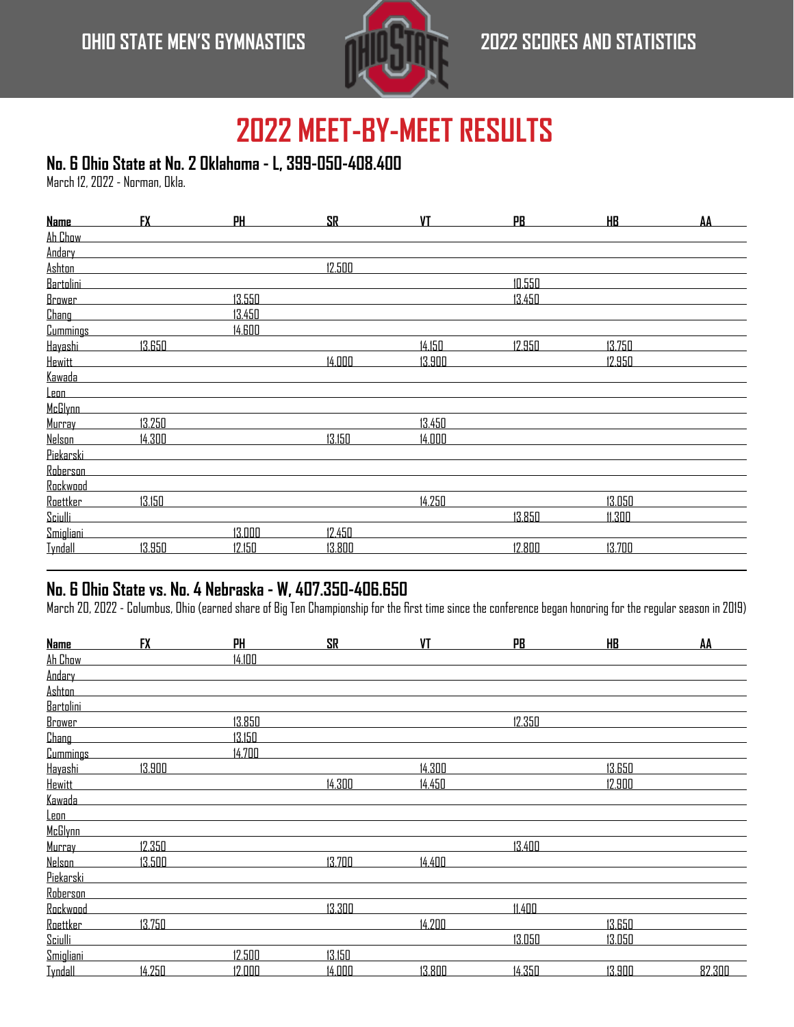# 2022 MEET-BY-MEET RESULTS

## No. 6 Ohio State at No. 2 Oklahoma - L, 399-050-408.400

March 12, 2022 - Norman, Okla.

| Name | FX | PH | SR | VT | PB | HB | AA |
|---|---|---|---|---|---|---|---|
| Ah Chow | | | | | | | |
| Andary | | | | | | | |
| Ashton | | | 12.500 | | | | |
| Bartolini | | | | | 10.550 | | |
| Brower | | 13.550 | | | 13.450 | | |
| Chang | | 13.450 | | | | | |
| Cummings | | 14.600 | | | | | |
| Hayashi | 13.650 | | | 14.150 | 12.950 | 13.750 | |
| Hewitt | | | 14.000 | 13.900 | | 12.950 | |
| Kawada | | | | | | | |
| Leon | | | | | | | |
| McGlynn | | | | | | | |
| Murray | 13.250 | | | 13.450 | | | |
| Nelson | 14.300 | | 13.150 | 14.000 | | | |
| Piekarski | | | | | | | |
| Roberson | | | | | | | |
| Rockwood | | | | | | | |
| Roettker | 13.150 | | | 14.250 | | 13.050 | |
| Sciulli | | | | | 13.850 | 11.300 | |
| Smigliani | | 13.000 | 12.450 | | | | |
| Tyndall | 13.950 | 12.150 | 13.800 | | 12.800 | 13.700 | |

## No. 6 Ohio State vs. No. 4 Nebraska - W, 407.350-406.650

March 20, 2022 - Columbus, Ohio (earned share of Big Ten Championship for the first time since the conference began honoring for the regular season in 2019)

| Name | FX | PH | SR | VT | PB | HB | AA |
|---|---|---|---|---|---|---|---|
| Ah Chow | | 14.100 | | | | | |
| Andary | | | | | | | |
| Ashton | | | | | | | |
| Bartolini | | | | | | | |
| Brower | | 13.850 | | | 12.350 | | |
| Chang | | 13.150 | | | | | |
| Cummings | | 14.700 | | | | | |
| Hayashi | 13.900 | | | 14.300 | | 13.650 | |
| Hewitt | | | 14.300 | 14.450 | | 12.900 | |
| Kawada | | | | | | | |
| Leon | | | | | | | |
| McGlynn | | | | | | | |
| Murray | 12.350 | | | | 13.400 | | |
| Nelson | 13.500 | | 13.700 | 14.400 | | | |
| Piekarski | | | | | | | |
| Roberson | | | | | | | |
| Rockwood | | | 13.300 | | 11.400 | | |
| Roettker | 13.750 | | | 14.200 | | 13.650 | |
| Sciulli | | | | | 13.050 | 13.050 | |
| Smigliani | | 12.500 | 13.150 | | | | |
| Tyndall | 14.250 | 12.000 | 14.000 | 13.800 | 14.350 | 13.900 | 82.300 |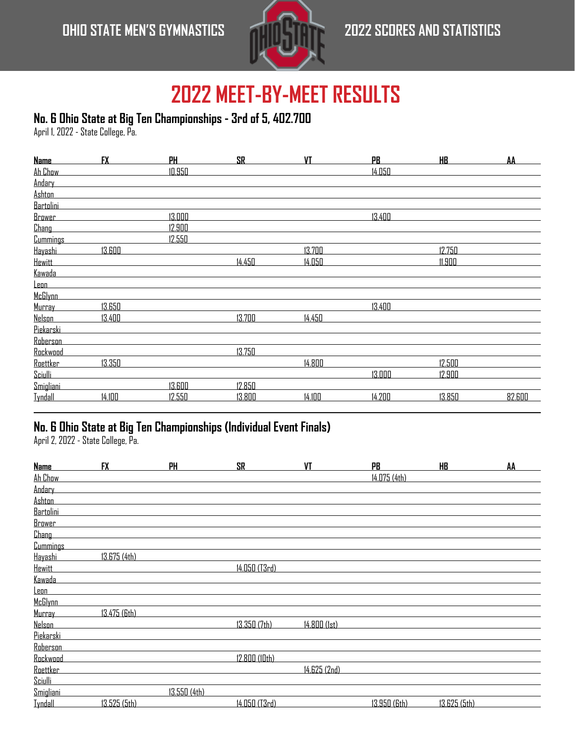# 2022 MEET-BY-MEET RESULTS

## No. 6 Ohio State at Big Ten Championships - 3rd of 5, 402.700

April 1, 2022 - State College, Pa.

| Name | FX | PH | SR | VT | PB | HB | AA |
|---|---|---|---|---|---|---|---|
| Ah Chow | | 10.950 | | | 14.050 | | |
| Andary | | | | | | | |
| Ashton | | | | | | | |
| Bartolini | | | | | | | |
| Brower | | 13.000 | | | 13.400 | | |
| Chang | | 12.900 | | | | | |
| Cummings | | 12.550 | | | | | |
| Hayashi | 13.600 | | | 13.700 | | 12.750 | |
| Hewitt | | | 14.450 | 14.050 | | 11.900 | |
| Kawada | | | | | | | |
| Leon | | | | | | | |
| McGlynn | | | | | | | |
| Murray | 13.650 | | | | 13.400 | | |
| Nelson | 13.400 | | 13.700 | 14.450 | | | |
| Piekarski | | | | | | | |
| Roberson | | | | | | | |
| Rockwood | | | 13.750 | | | | |
| Roettker | 13.350 | | | 14.800 | | 12.500 | |
| Sciulli | | | | | 13.000 | 12.900 | |
| Smigliani | | 13.600 | 12.850 | | | | |
| Tyndall | 14.100 | 12.550 | 13.800 | 14.100 | 14.200 | 13.850 | 82.600 |

## No. 6 Ohio State at Big Ten Championships (Individual Event Finals)

April 2, 2022 - State College, Pa.

| Name | FX | PH | SR | VT | PB | HB | AA |
|---|---|---|---|---|---|---|---|
| Ah Chow | | | | | 14.075 (4th) | | |
| Andary | | | | | | | |
| Ashton | | | | | | | |
| Bartolini | | | | | | | |
| Brower | | | | | | | |
| Chang | | | | | | | |
| Cummings | | | | | | | |
| Hayashi | 13.675 (4th) | | | | | | |
| Hewitt | | | 14.050 (T3rd) | | | | |
| Kawada | | | | | | | |
| Leon | | | | | | | |
| McGlynn | | | | | | | |
| Murray | 13.475 (6th) | | | | | | |
| Nelson | | | 13.350 (7th) | 14.800 (1st) | | | |
| Piekarski | | | | | | | |
| Roberson | | | | | | | |
| Rockwood | | | 12.800 (10th) | | | | |
| Roettker | | | | 14.625 (2nd) | | | |
| Sciulli | | | | | | | |
| Smigliani | | 13.550 (4th) | | | | | |
| Tyndall | 13.525 (5th) | | 14.050 (T3rd) | | 13.950 (6th) | 13.625 (5th) | |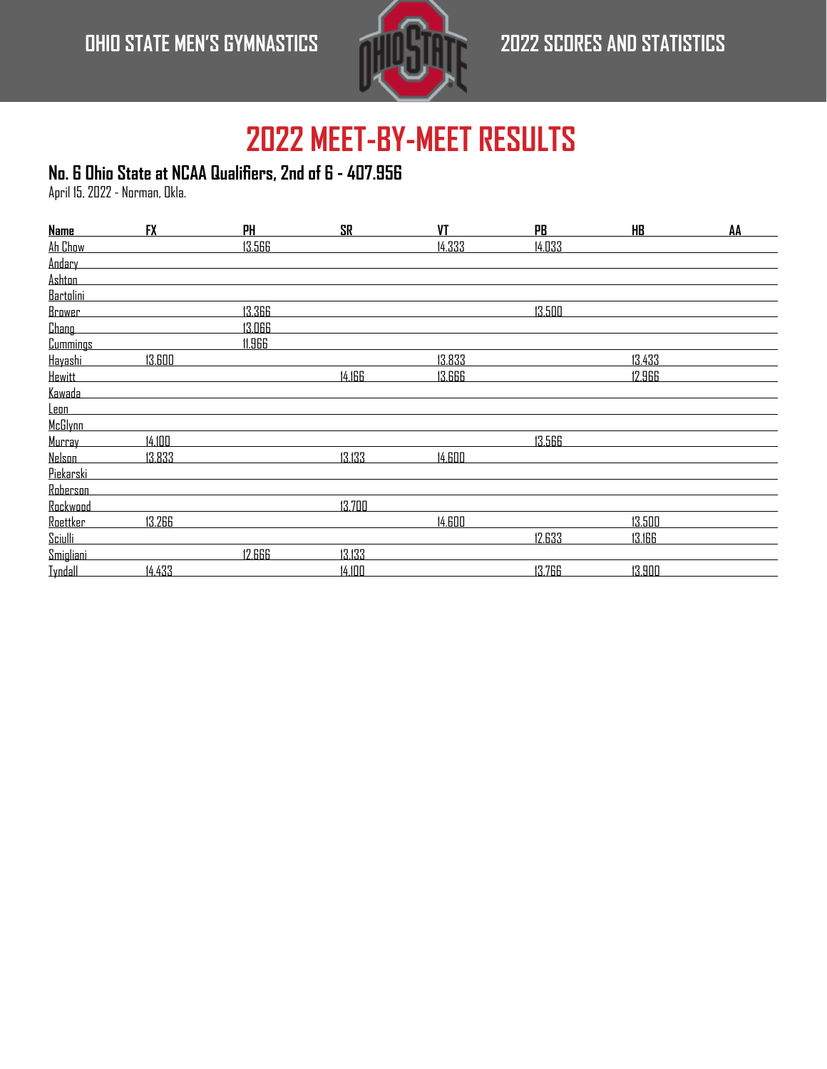# 2022 MEET-BY-MEET RESULTS

## No. 6 Ohio State at NCAA Qualifiers, 2nd of 6 - 407.956

April 15, 2022 - Norman, Okla.

| Name | FX | PH | SR | VT | PB | HB | AA |
|---|---|---|---|---|---|---|---|
| Ah Chow | | 13.566 | | 14.333 | 14.033 | | |
| Andary | | | | | | | |
| Ashton | | | | | | | |
| Bartolini | | | | | | | |
| Brower | | 13.366 | | | 13.500 | | |
| Chang | | 13.066 | | | | | |
| Cummings | | 11.966 | | | | | |
| Hayashi | 13.600 | | | 13.833 | | 13.433 | |
| Hewitt | | | 14.166 | 13.666 | | 12.966 | |
| Kawada | | | | | | | |
| Leon | | | | | | | |
| McGlynn | | | | | | | |
| Murray | 14.100 | | | | 13.566 | | |
| Nelson | 13.833 | | 13.133 | 14.600 | | | |
| Piekarski | | | | | | | |
| Roberson | | | | | | | |
| Rockwood | | | 13.700 | | | | |
| Roettker | 13.266 | | | 14.600 | | 13.500 | |
| Sciulli | | | | | 12.633 | 13.166 | |
| Smigliani | | 12.666 | 13.133 | | | | |
| Tyndall | 14.433 | | 14.100 | | 13.766 | 13.900 | |